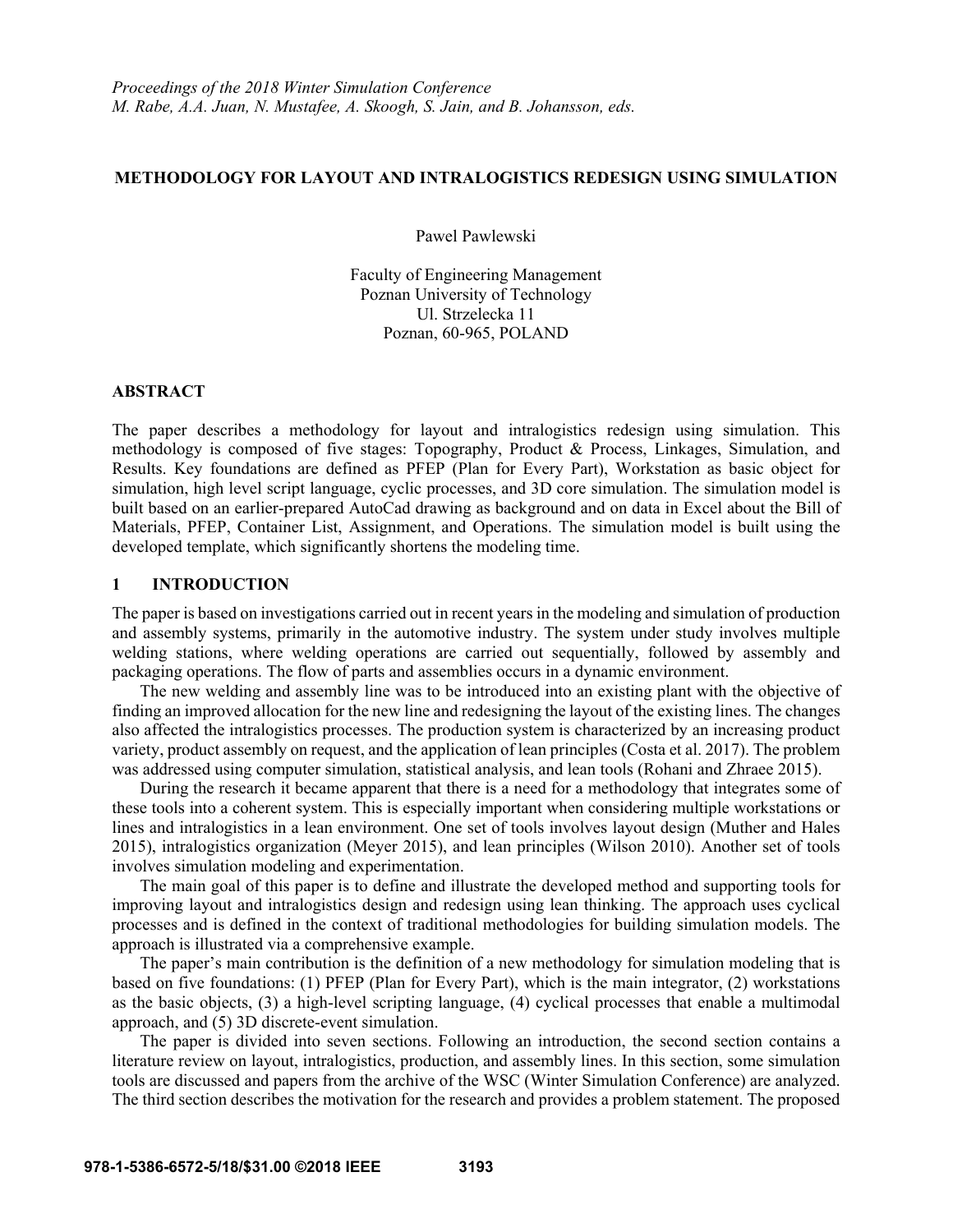*Proceedings of the 2018 Winter Simulation Conference*
*M. Rabe, A.A. Juan, N. Mustafee, A. Skoogh, S. Jain, and B. Johansson, eds.*

# METHODOLOGY FOR LAYOUT AND INTRALOGISTICS REDESIGN USING SIMULATION

Pawel Pawlewski

Faculty of Engineering Management
Poznan University of Technology
Ul. Strzelecka 11
Poznan, 60-965, POLAND

## ABSTRACT

The paper describes a methodology for layout and intralogistics redesign using simulation. This methodology is composed of five stages: Topography, Product & Process, Linkages, Simulation, and Results. Key foundations are defined as PFEP (Plan for Every Part), Workstation as basic object for simulation, high level script language, cyclic processes, and 3D core simulation. The simulation model is built based on an earlier-prepared AutoCad drawing as background and on data in Excel about the Bill of Materials, PFEP, Container List, Assignment, and Operations. The simulation model is built using the developed template, which significantly shortens the modeling time.

## 1 INTRODUCTION

The paper is based on investigations carried out in recent years in the modeling and simulation of production and assembly systems, primarily in the automotive industry. The system under study involves multiple welding stations, where welding operations are carried out sequentially, followed by assembly and packaging operations. The flow of parts and assemblies occurs in a dynamic environment.

The new welding and assembly line was to be introduced into an existing plant with the objective of finding an improved allocation for the new line and redesigning the layout of the existing lines. The changes also affected the intralogistics processes. The production system is characterized by an increasing product variety, product assembly on request, and the application of lean principles (Costa et al. 2017). The problem was addressed using computer simulation, statistical analysis, and lean tools (Rohani and Zhraee 2015).

During the research it became apparent that there is a need for a methodology that integrates some of these tools into a coherent system. This is especially important when considering multiple workstations or lines and intralogistics in a lean environment. One set of tools involves layout design (Muther and Hales 2015), intralogistics organization (Meyer 2015), and lean principles (Wilson 2010). Another set of tools involves simulation modeling and experimentation.

The main goal of this paper is to define and illustrate the developed method and supporting tools for improving layout and intralogistics design and redesign using lean thinking. The approach uses cyclical processes and is defined in the context of traditional methodologies for building simulation models. The approach is illustrated via a comprehensive example.

The paper's main contribution is the definition of a new methodology for simulation modeling that is based on five foundations: (1) PFEP (Plan for Every Part), which is the main integrator, (2) workstations as the basic objects, (3) a high-level scripting language, (4) cyclical processes that enable a multimodal approach, and (5) 3D discrete-event simulation.

The paper is divided into seven sections. Following an introduction, the second section contains a literature review on layout, intralogistics, production, and assembly lines. In this section, some simulation tools are discussed and papers from the archive of the WSC (Winter Simulation Conference) are analyzed. The third section describes the motivation for the research and provides a problem statement. The proposed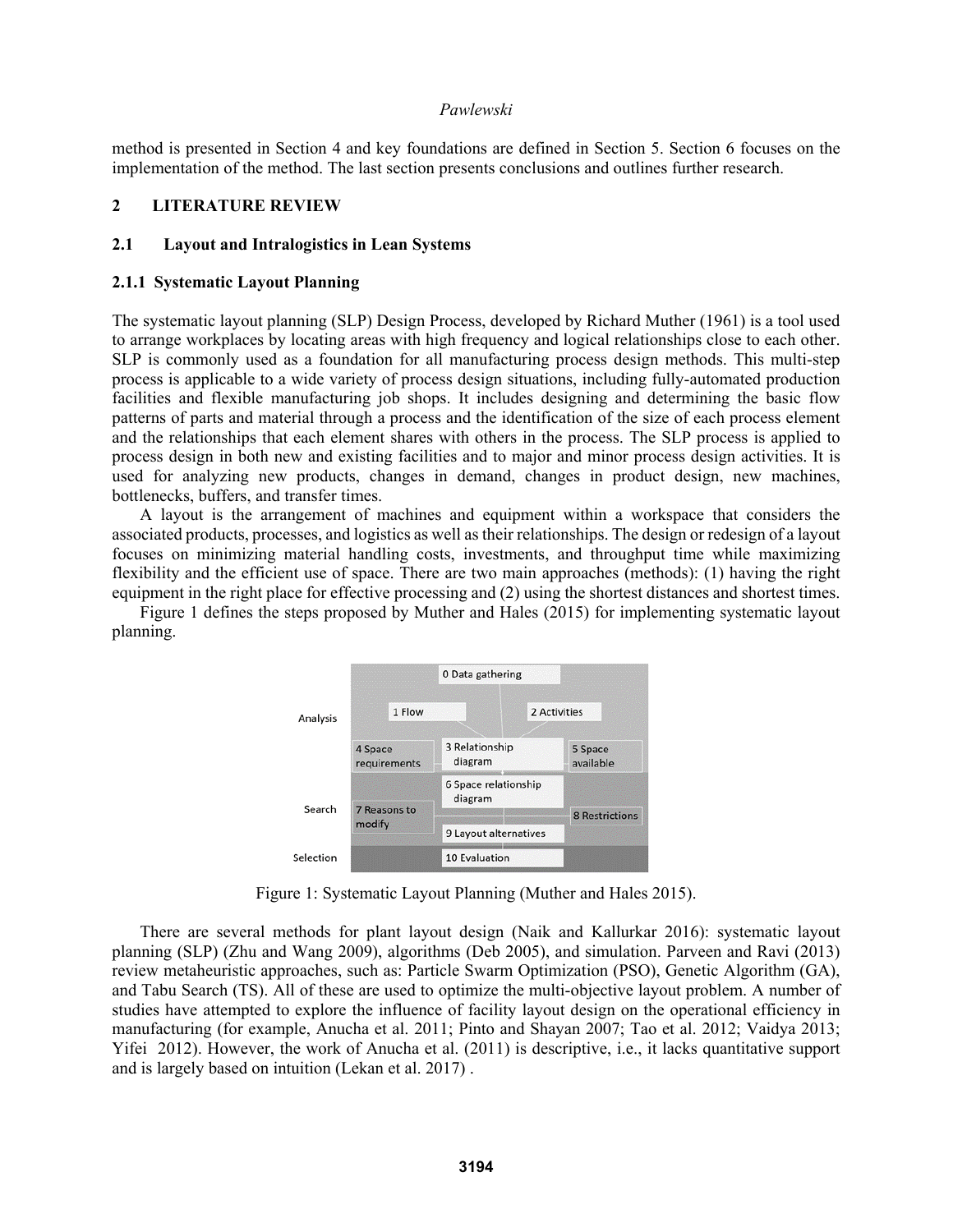method is presented in Section 4 and key foundations are defined in Section 5. Section 6 focuses on the implementation of the method. The last section presents conclusions and outlines further research.

## 2 LITERATURE REVIEW

### 2.1 Layout and Intralogistics in Lean Systems

#### 2.1.1 Systematic Layout Planning

The systematic layout planning (SLP) Design Process, developed by Richard Muther (1961) is a tool used to arrange workplaces by locating areas with high frequency and logical relationships close to each other. SLP is commonly used as a foundation for all manufacturing process design methods. This multi-step process is applicable to a wide variety of process design situations, including fully-automated production facilities and flexible manufacturing job shops. It includes designing and determining the basic flow patterns of parts and material through a process and the identification of the size of each process element and the relationships that each element shares with others in the process. The SLP process is applied to process design in both new and existing facilities and to major and minor process design activities. It is used for analyzing new products, changes in demand, changes in product design, new machines, bottlenecks, buffers, and transfer times.

A layout is the arrangement of machines and equipment within a workspace that considers the associated products, processes, and logistics as well as their relationships. The design or redesign of a layout focuses on minimizing material handling costs, investments, and throughput time while maximizing flexibility and the efficient use of space. There are two main approaches (methods): (1) having the right equipment in the right place for effective processing and (2) using the shortest distances and shortest times.

Figure 1 defines the steps proposed by Muther and Hales (2015) for implementing systematic layout planning.

Analysis: 0 Data gathering; 1 Flow; 2 Activities; 3 Relationship diagram; 4 Space requirements; 5 Space available

Search: 6 Space relationship diagram; 7 Reasons to modify; 8 Restrictions; 9 Layout alternatives

Selection: 10 Evaluation

Figure 1: Systematic Layout Planning (Muther and Hales 2015).

There are several methods for plant layout design (Naik and Kallurkar 2016): systematic layout planning (SLP) (Zhu and Wang 2009), algorithms (Deb 2005), and simulation. Parveen and Ravi (2013) review metaheuristic approaches, such as: Particle Swarm Optimization (PSO), Genetic Algorithm (GA), and Tabu Search (TS). All of these are used to optimize the multi-objective layout problem. A number of studies have attempted to explore the influence of facility layout design on the operational efficiency in manufacturing (for example, Anucha et al. 2011; Pinto and Shayan 2007; Tao et al. 2012; Vaidya 2013; Yifei 2012). However, the work of Anucha et al. (2011) is descriptive, i.e., it lacks quantitative support and is largely based on intuition (Lekan et al. 2017) .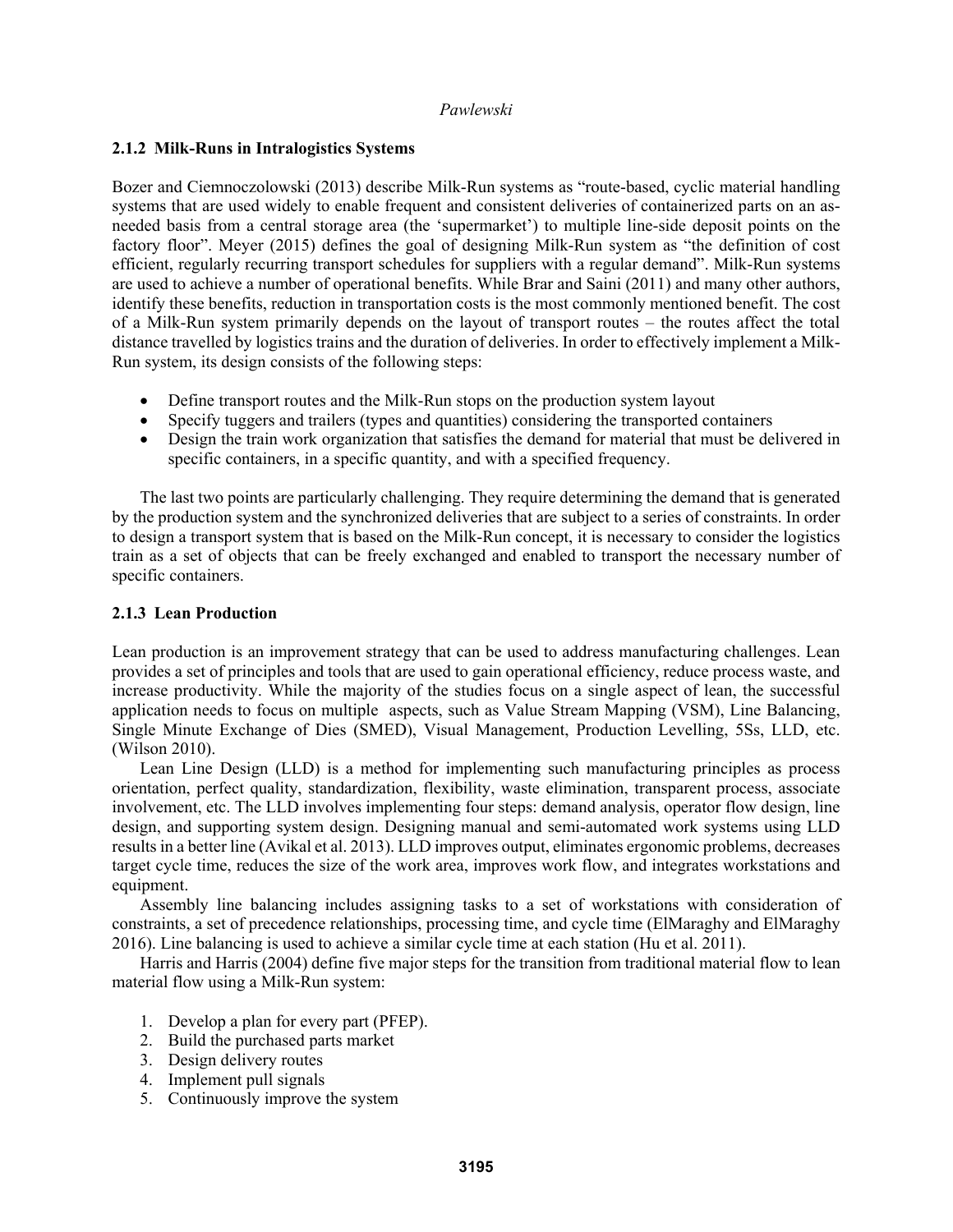### 2.1.2 Milk-Runs in Intralogistics Systems

Bozer and Ciemnoczolowski (2013) describe Milk-Run systems as "route-based, cyclic material handling systems that are used widely to enable frequent and consistent deliveries of containerized parts on an as-needed basis from a central storage area (the 'supermarket') to multiple line-side deposit points on the factory floor". Meyer (2015) defines the goal of designing Milk-Run system as "the definition of cost efficient, regularly recurring transport schedules for suppliers with a regular demand". Milk-Run systems are used to achieve a number of operational benefits. While Brar and Saini (2011) and many other authors, identify these benefits, reduction in transportation costs is the most commonly mentioned benefit. The cost of a Milk-Run system primarily depends on the layout of transport routes – the routes affect the total distance travelled by logistics trains and the duration of deliveries. In order to effectively implement a Milk-Run system, its design consists of the following steps:

- Define transport routes and the Milk-Run stops on the production system layout
- Specify tuggers and trailers (types and quantities) considering the transported containers
- Design the train work organization that satisfies the demand for material that must be delivered in specific containers, in a specific quantity, and with a specified frequency.

The last two points are particularly challenging. They require determining the demand that is generated by the production system and the synchronized deliveries that are subject to a series of constraints. In order to design a transport system that is based on the Milk-Run concept, it is necessary to consider the logistics train as a set of objects that can be freely exchanged and enabled to transport the necessary number of specific containers.

### 2.1.3 Lean Production

Lean production is an improvement strategy that can be used to address manufacturing challenges. Lean provides a set of principles and tools that are used to gain operational efficiency, reduce process waste, and increase productivity. While the majority of the studies focus on a single aspect of lean, the successful application needs to focus on multiple aspects, such as Value Stream Mapping (VSM), Line Balancing, Single Minute Exchange of Dies (SMED), Visual Management, Production Levelling, 5Ss, LLD, etc. (Wilson 2010).

Lean Line Design (LLD) is a method for implementing such manufacturing principles as process orientation, perfect quality, standardization, flexibility, waste elimination, transparent process, associate involvement, etc. The LLD involves implementing four steps: demand analysis, operator flow design, line design, and supporting system design. Designing manual and semi-automated work systems using LLD results in a better line (Avikal et al. 2013). LLD improves output, eliminates ergonomic problems, decreases target cycle time, reduces the size of the work area, improves work flow, and integrates workstations and equipment.

Assembly line balancing includes assigning tasks to a set of workstations with consideration of constraints, a set of precedence relationships, processing time, and cycle time (ElMaraghy and ElMaraghy 2016). Line balancing is used to achieve a similar cycle time at each station (Hu et al. 2011).

Harris and Harris (2004) define five major steps for the transition from traditional material flow to lean material flow using a Milk-Run system:

1. Develop a plan for every part (PFEP).
2. Build the purchased parts market
3. Design delivery routes
4. Implement pull signals
5. Continuously improve the system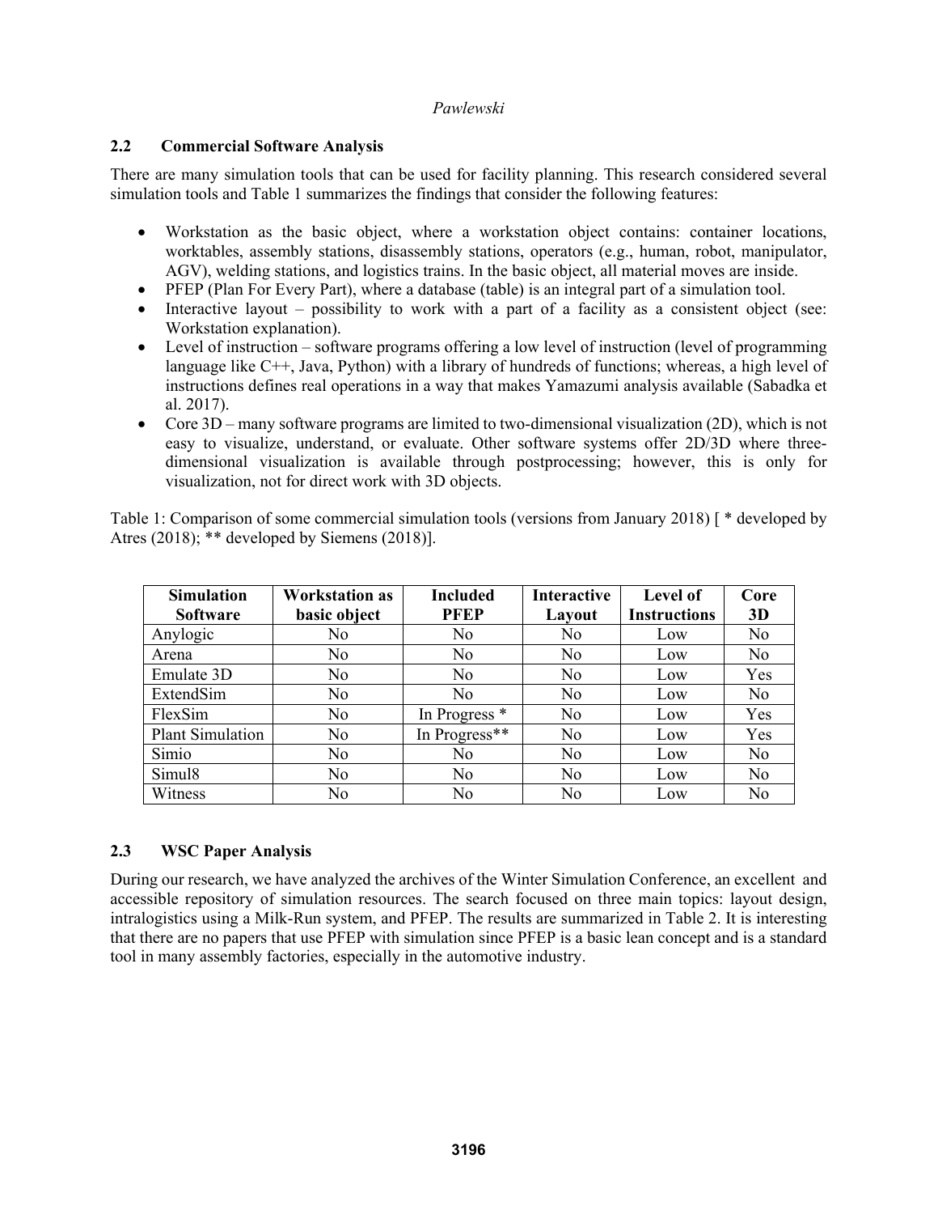## 2.2 Commercial Software Analysis

There are many simulation tools that can be used for facility planning. This research considered several simulation tools and Table 1 summarizes the findings that consider the following features:

- Workstation as the basic object, where a workstation object contains: container locations, worktables, assembly stations, disassembly stations, operators (e.g., human, robot, manipulator, AGV), welding stations, and logistics trains. In the basic object, all material moves are inside.
- PFEP (Plan For Every Part), where a database (table) is an integral part of a simulation tool.
- Interactive layout – possibility to work with a part of a facility as a consistent object (see: Workstation explanation).
- Level of instruction – software programs offering a low level of instruction (level of programming language like C++, Java, Python) with a library of hundreds of functions; whereas, a high level of instructions defines real operations in a way that makes Yamazumi analysis available (Sabadka et al. 2017).
- Core 3D – many software programs are limited to two-dimensional visualization (2D), which is not easy to visualize, understand, or evaluate. Other software systems offer 2D/3D where three-dimensional visualization is available through postprocessing; however, this is only for visualization, not for direct work with 3D objects.

Table 1: Comparison of some commercial simulation tools (versions from January 2018) [ * developed by Atres (2018); ** developed by Siemens (2018)].

| Simulation Software | Workstation as basic object | Included PFEP | Interactive Layout | Level of Instructions | Core 3D |
|---|---|---|---|---|---|
| Anylogic | No | No | No | Low | No |
| Arena | No | No | No | Low | No |
| Emulate 3D | No | No | No | Low | Yes |
| ExtendSim | No | No | No | Low | No |
| FlexSim | No | In Progress * | No | Low | Yes |
| Plant Simulation | No | In Progress** | No | Low | Yes |
| Simio | No | No | No | Low | No |
| Simul8 | No | No | No | Low | No |
| Witness | No | No | No | Low | No |

## 2.3 WSC Paper Analysis

During our research, we have analyzed the archives of the Winter Simulation Conference, an excellent and accessible repository of simulation resources. The search focused on three main topics: layout design, intralogistics using a Milk-Run system, and PFEP. The results are summarized in Table 2. It is interesting that there are no papers that use PFEP with simulation since PFEP is a basic lean concept and is a standard tool in many assembly factories, especially in the automotive industry.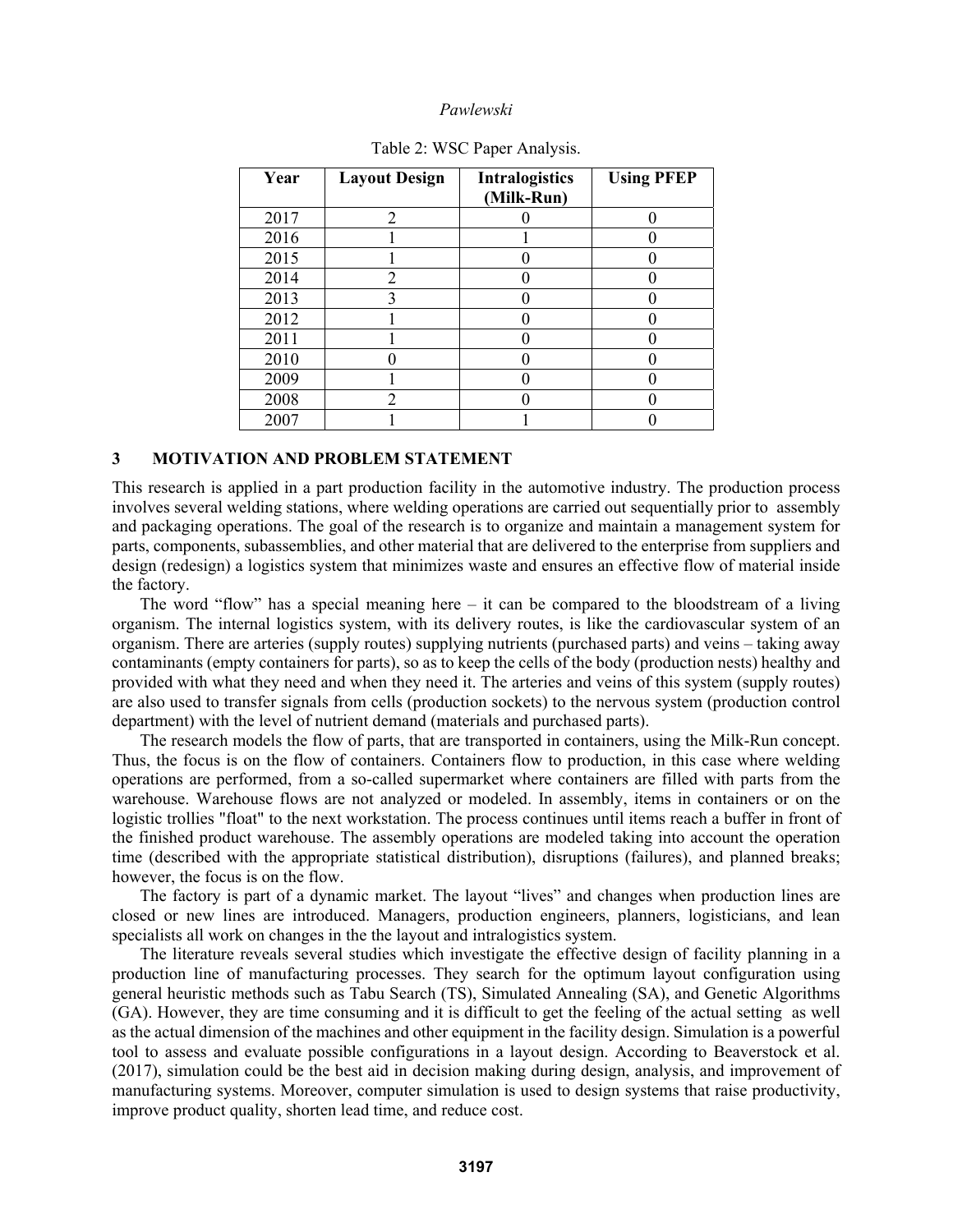Table 2: WSC Paper Analysis.

| Year | Layout Design | Intralogistics (Milk-Run) | Using PFEP |
|---|---|---|---|
| 2017 | 2 | 0 | 0 |
| 2016 | 1 | 1 | 0 |
| 2015 | 1 | 0 | 0 |
| 2014 | 2 | 0 | 0 |
| 2013 | 3 | 0 | 0 |
| 2012 | 1 | 0 | 0 |
| 2011 | 1 | 0 | 0 |
| 2010 | 0 | 0 | 0 |
| 2009 | 1 | 0 | 0 |
| 2008 | 2 | 0 | 0 |
| 2007 | 1 | 1 | 0 |

## 3 MOTIVATION AND PROBLEM STATEMENT

This research is applied in a part production facility in the automotive industry. The production process involves several welding stations, where welding operations are carried out sequentially prior to assembly and packaging operations. The goal of the research is to organize and maintain a management system for parts, components, subassemblies, and other material that are delivered to the enterprise from suppliers and design (redesign) a logistics system that minimizes waste and ensures an effective flow of material inside the factory.

The word "flow" has a special meaning here – it can be compared to the bloodstream of a living organism. The internal logistics system, with its delivery routes, is like the cardiovascular system of an organism. There are arteries (supply routes) supplying nutrients (purchased parts) and veins – taking away contaminants (empty containers for parts), so as to keep the cells of the body (production nests) healthy and provided with what they need and when they need it. The arteries and veins of this system (supply routes) are also used to transfer signals from cells (production sockets) to the nervous system (production control department) with the level of nutrient demand (materials and purchased parts).

The research models the flow of parts, that are transported in containers, using the Milk-Run concept. Thus, the focus is on the flow of containers. Containers flow to production, in this case where welding operations are performed, from a so-called supermarket where containers are filled with parts from the warehouse. Warehouse flows are not analyzed or modeled. In assembly, items in containers or on the logistic trollies "float" to the next workstation. The process continues until items reach a buffer in front of the finished product warehouse. The assembly operations are modeled taking into account the operation time (described with the appropriate statistical distribution), disruptions (failures), and planned breaks; however, the focus is on the flow.

The factory is part of a dynamic market. The layout "lives" and changes when production lines are closed or new lines are introduced. Managers, production engineers, planners, logisticians, and lean specialists all work on changes in the the layout and intralogistics system.

The literature reveals several studies which investigate the effective design of facility planning in a production line of manufacturing processes. They search for the optimum layout configuration using general heuristic methods such as Tabu Search (TS), Simulated Annealing (SA), and Genetic Algorithms (GA). However, they are time consuming and it is difficult to get the feeling of the actual setting as well as the actual dimension of the machines and other equipment in the facility design. Simulation is a powerful tool to assess and evaluate possible configurations in a layout design. According to Beaverstock et al. (2017), simulation could be the best aid in decision making during design, analysis, and improvement of manufacturing systems. Moreover, computer simulation is used to design systems that raise productivity, improve product quality, shorten lead time, and reduce cost.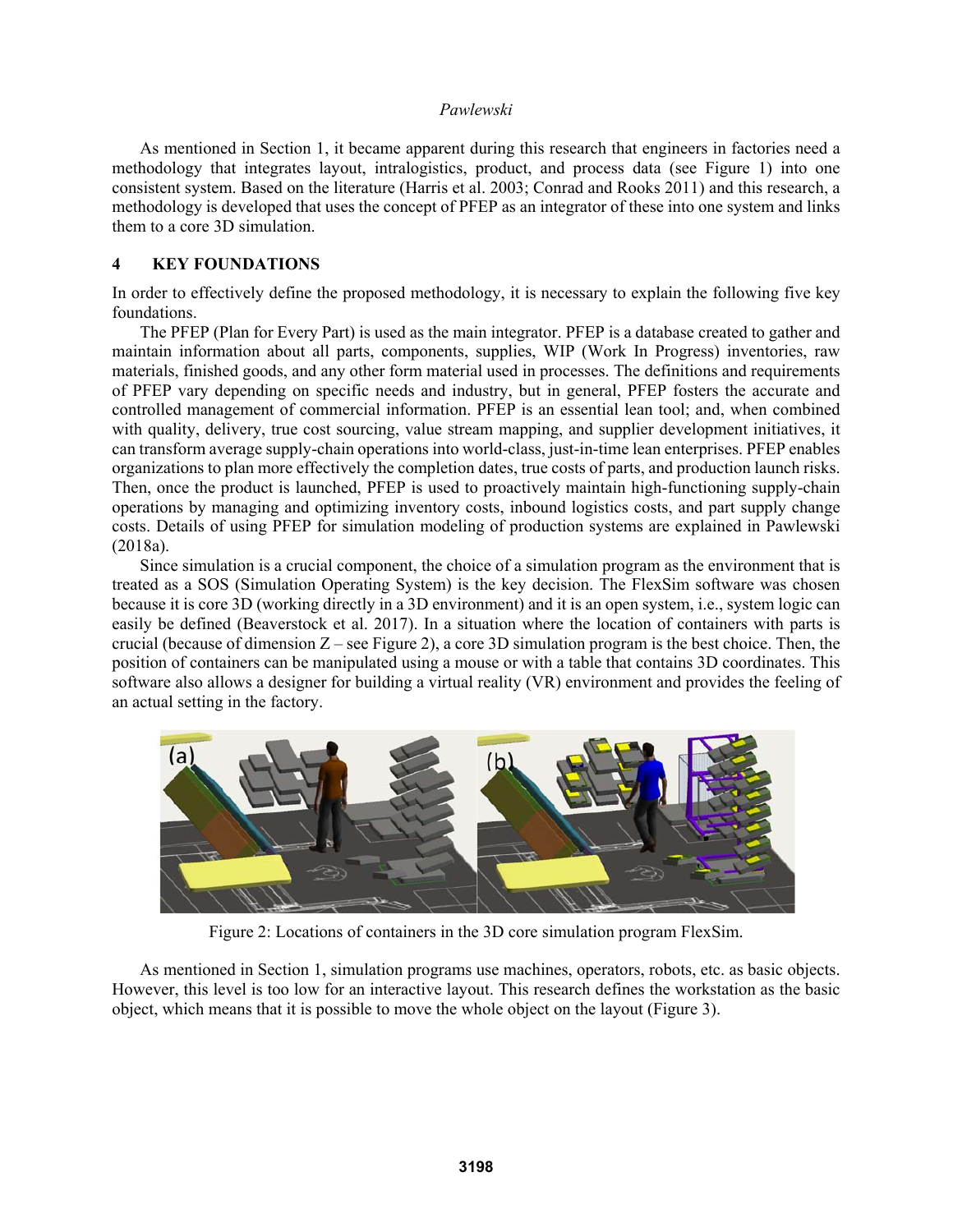As mentioned in Section 1, it became apparent during this research that engineers in factories need a methodology that integrates layout, intralogistics, product, and process data (see Figure 1) into one consistent system. Based on the literature (Harris et al. 2003; Conrad and Rooks 2011) and this research, a methodology is developed that uses the concept of PFEP as an integrator of these into one system and links them to a core 3D simulation.

## 4 KEY FOUNDATIONS

In order to effectively define the proposed methodology, it is necessary to explain the following five key foundations.

The PFEP (Plan for Every Part) is used as the main integrator. PFEP is a database created to gather and maintain information about all parts, components, supplies, WIP (Work In Progress) inventories, raw materials, finished goods, and any other form material used in processes. The definitions and requirements of PFEP vary depending on specific needs and industry, but in general, PFEP fosters the accurate and controlled management of commercial information. PFEP is an essential lean tool; and, when combined with quality, delivery, true cost sourcing, value stream mapping, and supplier development initiatives, it can transform average supply-chain operations into world-class, just-in-time lean enterprises. PFEP enables organizations to plan more effectively the completion dates, true costs of parts, and production launch risks. Then, once the product is launched, PFEP is used to proactively maintain high-functioning supply-chain operations by managing and optimizing inventory costs, inbound logistics costs, and part supply change costs. Details of using PFEP for simulation modeling of production systems are explained in Pawlewski (2018a).

Since simulation is a crucial component, the choice of a simulation program as the environment that is treated as a SOS (Simulation Operating System) is the key decision. The FlexSim software was chosen because it is core 3D (working directly in a 3D environment) and it is an open system, i.e., system logic can easily be defined (Beaverstock et al. 2017). In a situation where the location of containers with parts is crucial (because of dimension Z – see Figure 2), a core 3D simulation program is the best choice. Then, the position of containers can be manipulated using a mouse or with a table that contains 3D coordinates. This software also allows a designer for building a virtual reality (VR) environment and provides the feeling of an actual setting in the factory.

Figure 2: Locations of containers in the 3D core simulation program FlexSim.

As mentioned in Section 1, simulation programs use machines, operators, robots, etc. as basic objects. However, this level is too low for an interactive layout. This research defines the workstation as the basic object, which means that it is possible to move the whole object on the layout (Figure 3).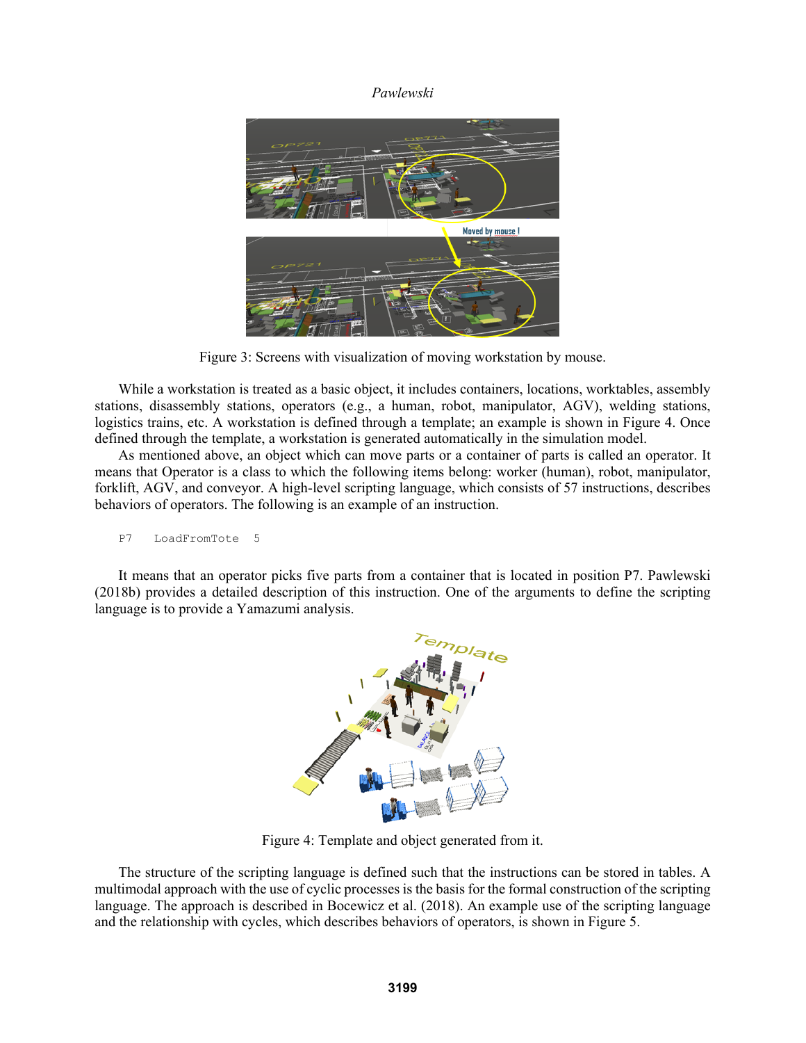Figure 3: Screens with visualization of moving workstation by mouse.

While a workstation is treated as a basic object, it includes containers, locations, worktables, assembly stations, disassembly stations, operators (e.g., a human, robot, manipulator, AGV), welding stations, logistics trains, etc. A workstation is defined through a template; an example is shown in Figure 4. Once defined through the template, a workstation is generated automatically in the simulation model.

As mentioned above, an object which can move parts or a container of parts is called an operator. It means that Operator is a class to which the following items belong: worker (human), robot, manipulator, forklift, AGV, and conveyor. A high-level scripting language, which consists of 57 instructions, describes behaviors of operators. The following is an example of an instruction.

```
P7    LoadFromTote   5
```

It means that an operator picks five parts from a container that is located in position P7. Pawlewski (2018b) provides a detailed description of this instruction. One of the arguments to define the scripting language is to provide a Yamazumi analysis.

Figure 4: Template and object generated from it.

The structure of the scripting language is defined such that the instructions can be stored in tables. A multimodal approach with the use of cyclic processes is the basis for the formal construction of the scripting language. The approach is described in Bocewicz et al. (2018). An example use of the scripting language and the relationship with cycles, which describes behaviors of operators, is shown in Figure 5.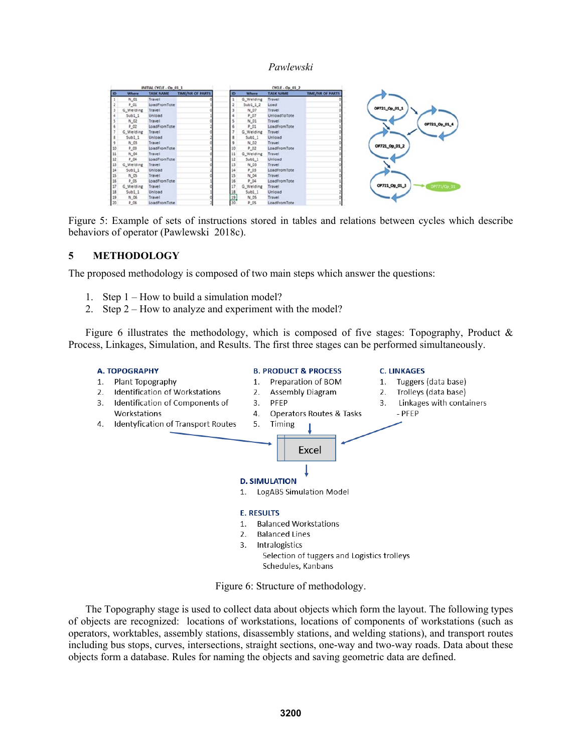Figure 5: Example of sets of instructions stored in tables and relations between cycles which describe behaviors of operator (Pawlewski 2018c).

## 5 METHODOLOGY

The proposed methodology is composed of two main steps which answer the questions:

1. Step 1 – How to build a simulation model?
2. Step 2 – How to analyze and experiment with the model?

Figure 6 illustrates the methodology, which is composed of five stages: Topography, Product & Process, Linkages, Simulation, and Results. The first three stages can be performed simultaneously.

**A. TOPOGRAPHY**
1. Plant Topography
2. Identification of Workstations
3. Identification of Components of Workstations
4. Identyfication of Transport Routes

**B. PRODUCT & PROCESS**
1. Preparation of BOM
2. Assembly Diagram
3. PFEP
4. Operators Routes & Tasks
5. Timing

**C. LINKAGES**
1. Tuggers (data base)
2. Trolleys (data base)
3. Linkages with containers - PFEP

Excel

**D. SIMULATION**
1. LogABS Simulation Model

**E. RESULTS**
1. Balanced Workstations
2. Balanced Lines
3. Intralogistics
   Selection of tuggers and Logistics trolleys
   Schedules, Kanbans

Figure 6: Structure of methodology.

The Topography stage is used to collect data about objects which form the layout. The following types of objects are recognized: locations of workstations, locations of components of workstations (such as operators, worktables, assembly stations, disassembly stations, and welding stations), and transport routes including bus stops, curves, intersections, straight sections, one-way and two-way roads. Data about these objects form a database. Rules for naming the objects and saving geometric data are defined.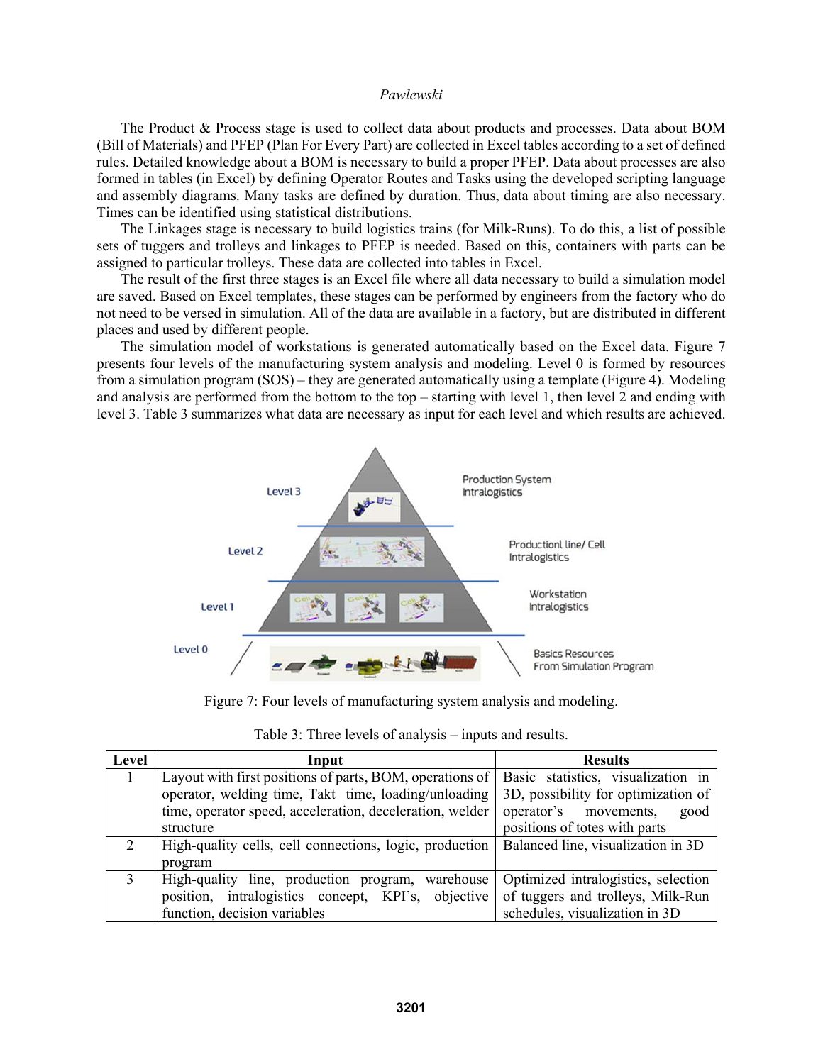The Product & Process stage is used to collect data about products and processes. Data about BOM (Bill of Materials) and PFEP (Plan For Every Part) are collected in Excel tables according to a set of defined rules. Detailed knowledge about a BOM is necessary to build a proper PFEP. Data about processes are also formed in tables (in Excel) by defining Operator Routes and Tasks using the developed scripting language and assembly diagrams. Many tasks are defined by duration. Thus, data about timing are also necessary. Times can be identified using statistical distributions.

The Linkages stage is necessary to build logistics trains (for Milk-Runs). To do this, a list of possible sets of tuggers and trolleys and linkages to PFEP is needed. Based on this, containers with parts can be assigned to particular trolleys. These data are collected into tables in Excel.

The result of the first three stages is an Excel file where all data necessary to build a simulation model are saved. Based on Excel templates, these stages can be performed by engineers from the factory who do not need to be versed in simulation. All of the data are available in a factory, but are distributed in different places and used by different people.

The simulation model of workstations is generated automatically based on the Excel data. Figure 7 presents four levels of the manufacturing system analysis and modeling. Level 0 is formed by resources from a simulation program (SOS) – they are generated automatically using a template (Figure 4). Modeling and analysis are performed from the bottom to the top – starting with level 1, then level 2 and ending with level 3. Table 3 summarizes what data are necessary as input for each level and which results are achieved.

Figure 7: Four levels of manufacturing system analysis and modeling.

Table 3: Three levels of analysis – inputs and results.

| Level | Input | Results |
|---|---|---|
| 1 | Layout with first positions of parts, BOM, operations of operator, welding time, Takt time, loading/unloading time, operator speed, acceleration, deceleration, welder structure | Basic statistics, visualization in 3D, possibility for optimization of operator's movements, good positions of totes with parts |
| 2 | High-quality cells, cell connections, logic, production program | Balanced line, visualization in 3D |
| 3 | High-quality line, production program, warehouse position, intralogistics concept, KPI's, objective function, decision variables | Optimized intralogistics, selection of tuggers and trolleys, Milk-Run schedules, visualization in 3D |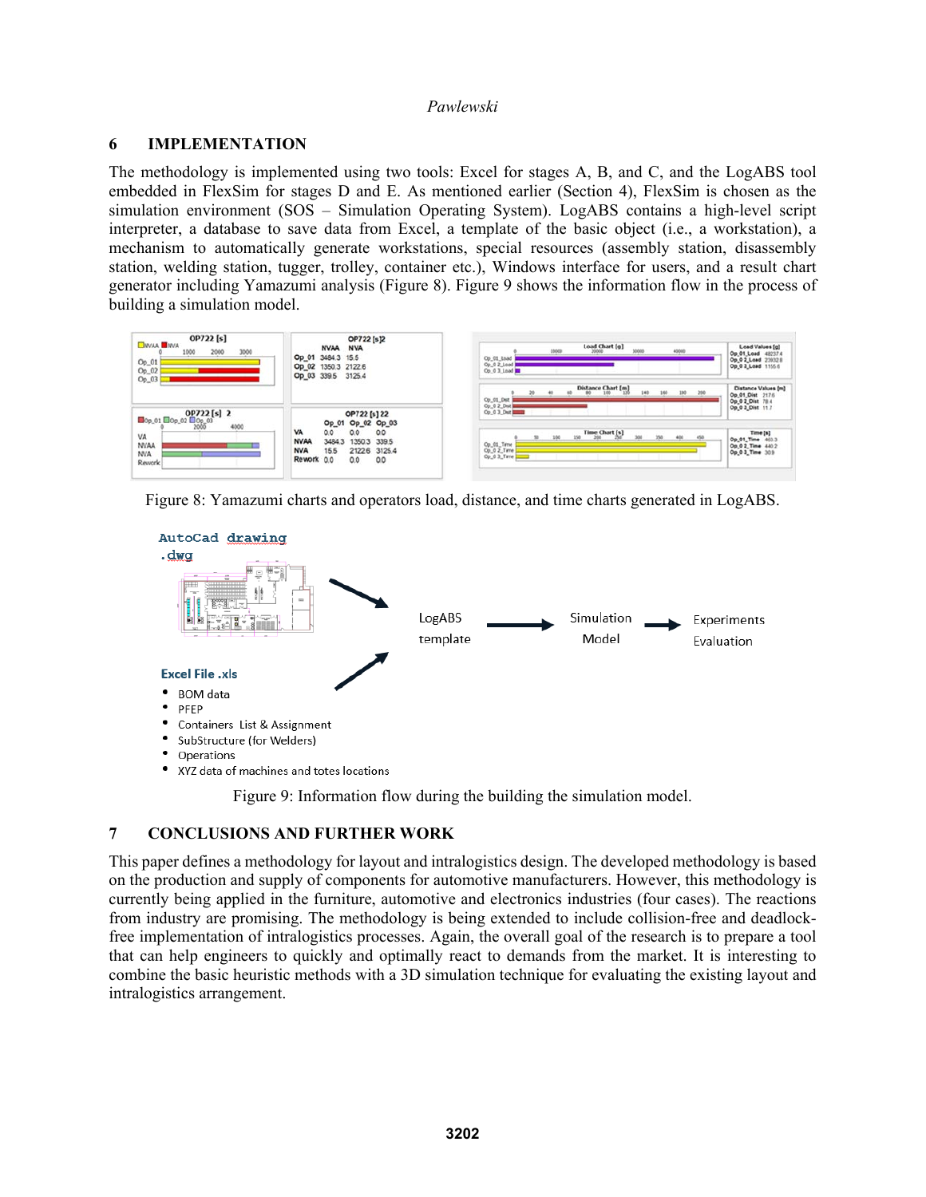## 6 IMPLEMENTATION

The methodology is implemented using two tools: Excel for stages A, B, and C, and the LogABS tool embedded in FlexSim for stages D and E. As mentioned earlier (Section 4), FlexSim is chosen as the simulation environment (SOS – Simulation Operating System). LogABS contains a high-level script interpreter, a database to save data from Excel, a template of the basic object (i.e., a workstation), a mechanism to automatically generate workstations, special resources (assembly station, disassembly station, welding station, tugger, trolley, container etc.), Windows interface for users, and a result chart generator including Yamazumi analysis (Figure 8). Figure 9 shows the information flow in the process of building a simulation model.

Figure 8: Yamazumi charts and operators load, distance, and time charts generated in LogABS.

Figure 9: Information flow during the building the simulation model.

## 7 CONCLUSIONS AND FURTHER WORK

This paper defines a methodology for layout and intralogistics design. The developed methodology is based on the production and supply of components for automotive manufacturers. However, this methodology is currently being applied in the furniture, automotive and electronics industries (four cases). The reactions from industry are promising. The methodology is being extended to include collision-free and deadlock-free implementation of intralogistics processes. Again, the overall goal of the research is to prepare a tool that can help engineers to quickly and optimally react to demands from the market. It is interesting to combine the basic heuristic methods with a 3D simulation technique for evaluating the existing layout and intralogistics arrangement.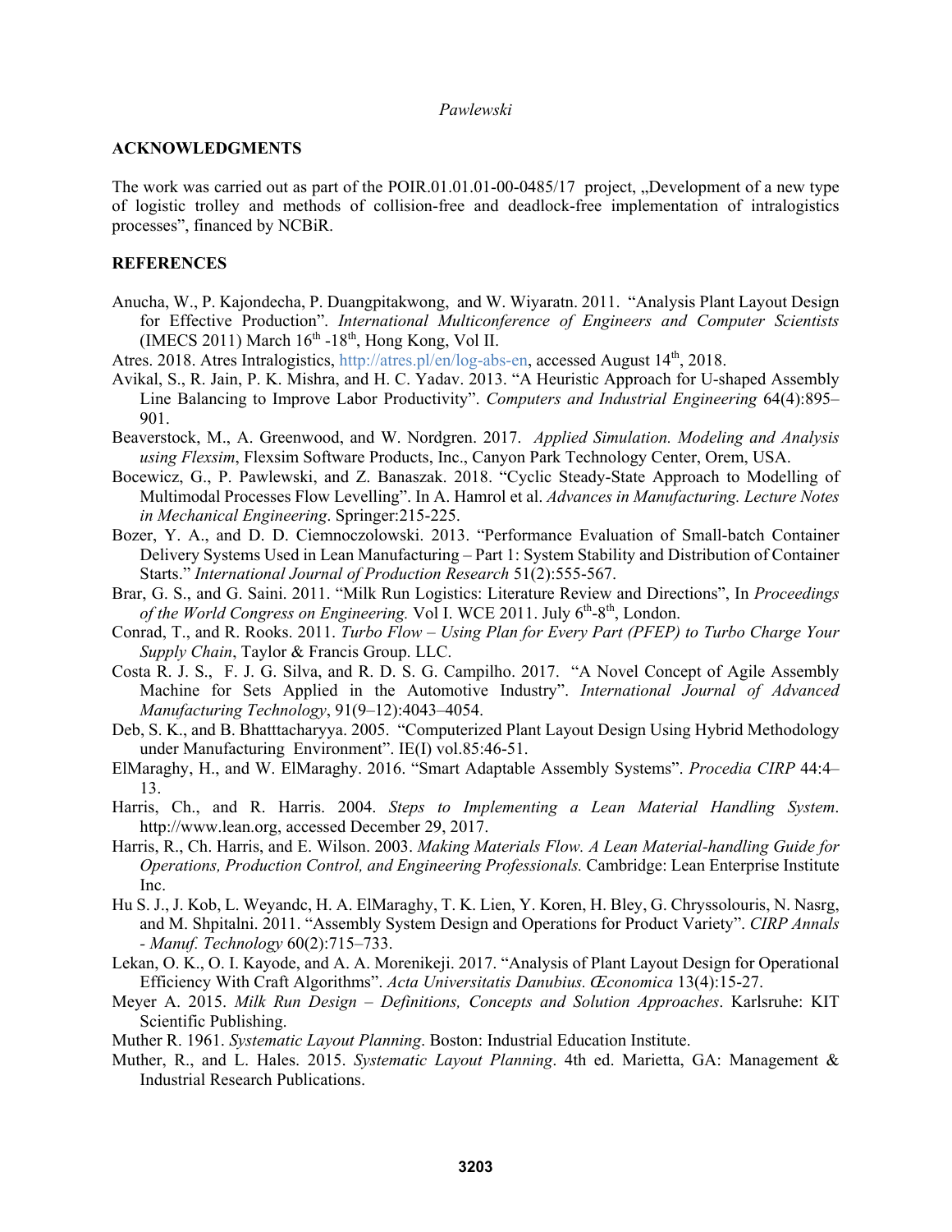## ACKNOWLEDGMENTS

The work was carried out as part of the POIR.01.01.01-00-0485/17 project, „Development of a new type of logistic trolley and methods of collision-free and deadlock-free implementation of intralogistics processes", financed by NCBiR.

## REFERENCES

Anucha, W., P. Kajondecha, P. Duangpitakwong, and W. Wiyaratn. 2011. "Analysis Plant Layout Design for Effective Production". *International Multiconference of Engineers and Computer Scientists* (IMECS 2011) March 16th -18th, Hong Kong, Vol II.

Atres. 2018. Atres Intralogistics, http://atres.pl/en/log-abs-en, accessed August 14th, 2018.

Avikal, S., R. Jain, P. K. Mishra, and H. C. Yadav. 2013. "A Heuristic Approach for U-shaped Assembly Line Balancing to Improve Labor Productivity". *Computers and Industrial Engineering* 64(4):895–901.

Beaverstock, M., A. Greenwood, and W. Nordgren. 2017. *Applied Simulation. Modeling and Analysis using Flexsim*, Flexsim Software Products, Inc., Canyon Park Technology Center, Orem, USA.

Bocewicz, G., P. Pawlewski, and Z. Banaszak. 2018. "Cyclic Steady-State Approach to Modelling of Multimodal Processes Flow Levelling". In A. Hamrol et al. *Advances in Manufacturing. Lecture Notes in Mechanical Engineering*. Springer:215-225.

Bozer, Y. A., and D. D. Ciemnoczolowski. 2013. "Performance Evaluation of Small-batch Container Delivery Systems Used in Lean Manufacturing – Part 1: System Stability and Distribution of Container Starts." *International Journal of Production Research* 51(2):555-567.

Brar, G. S., and G. Saini. 2011. "Milk Run Logistics: Literature Review and Directions", In *Proceedings of the World Congress on Engineering.* Vol I. WCE 2011. July 6th-8th, London.

Conrad, T., and R. Rooks. 2011. *Turbo Flow – Using Plan for Every Part (PFEP) to Turbo Charge Your Supply Chain*, Taylor & Francis Group. LLC.

Costa R. J. S., F. J. G. Silva, and R. D. S. G. Campilho. 2017. "A Novel Concept of Agile Assembly Machine for Sets Applied in the Automotive Industry". *International Journal of Advanced Manufacturing Technology*, 91(9–12):4043–4054.

Deb, S. K., and B. Bhatttacharyya. 2005. "Computerized Plant Layout Design Using Hybrid Methodology under Manufacturing Environment". IE(I) vol.85:46-51.

ElMaraghy, H., and W. ElMaraghy. 2016. "Smart Adaptable Assembly Systems". *Procedia CIRP* 44:4–13.

Harris, Ch., and R. Harris. 2004. *Steps to Implementing a Lean Material Handling System*. http://www.lean.org, accessed December 29, 2017.

Harris, R., Ch. Harris, and E. Wilson. 2003. *Making Materials Flow. A Lean Material-handling Guide for Operations, Production Control, and Engineering Professionals.* Cambridge: Lean Enterprise Institute Inc.

Hu S. J., J. Kob, L. Weyandc, H. A. ElMaraghy, T. K. Lien, Y. Koren, H. Bley, G. Chryssolouris, N. Nasrg, and M. Shpitalni. 2011. "Assembly System Design and Operations for Product Variety". *CIRP Annals - Manuf. Technology* 60(2):715–733.

Lekan, O. K., O. I. Kayode, and A. A. Morenikeji. 2017. "Analysis of Plant Layout Design for Operational Efficiency With Craft Algorithms". *Acta Universitatis Danubius. Œconomica* 13(4):15-27.

Meyer A. 2015. *Milk Run Design – Definitions, Concepts and Solution Approaches*. Karlsruhe: KIT Scientific Publishing.

Muther R. 1961. *Systematic Layout Planning*. Boston: Industrial Education Institute.

Muther, R., and L. Hales. 2015. *Systematic Layout Planning*. 4th ed. Marietta, GA: Management & Industrial Research Publications.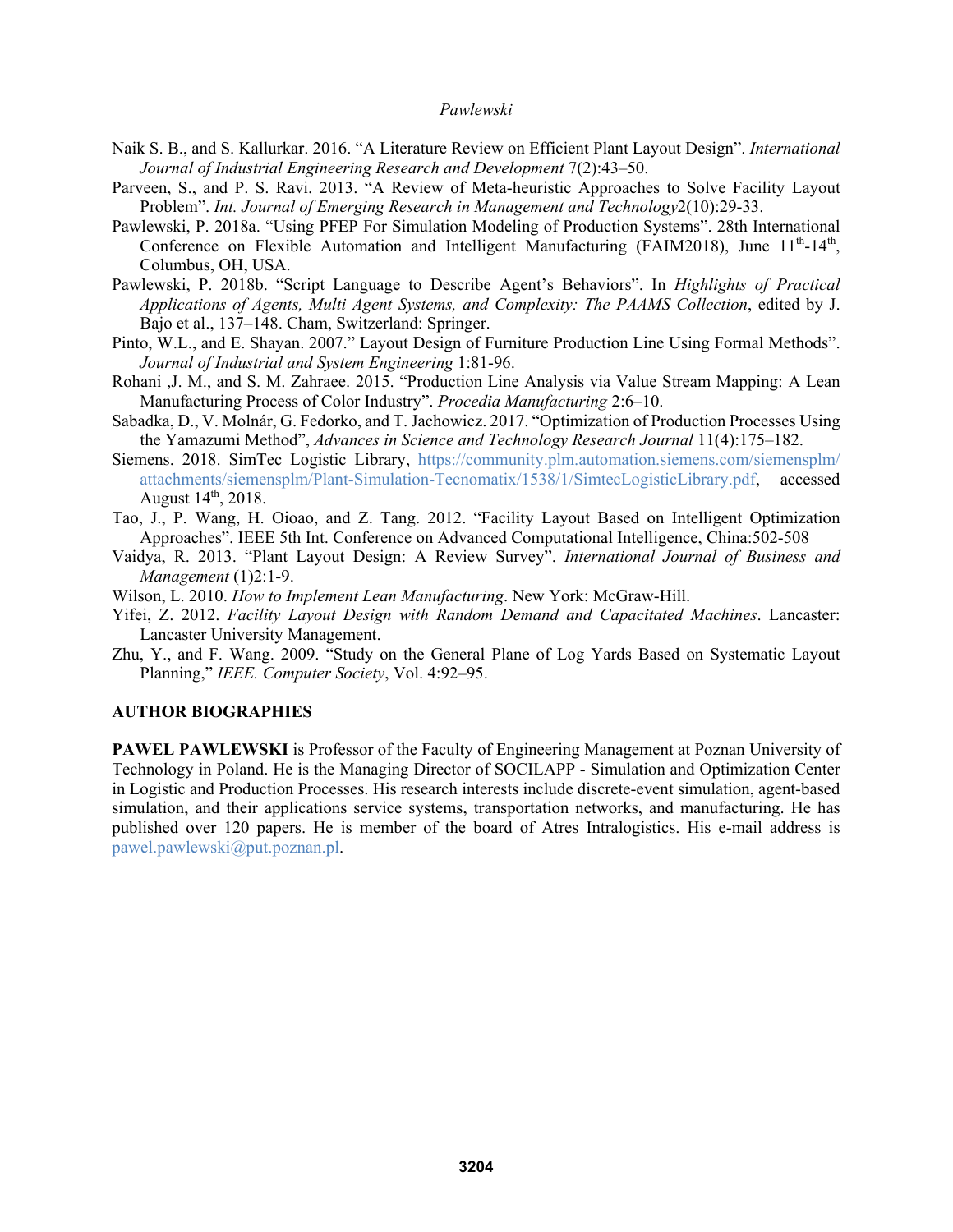Naik S. B., and S. Kallurkar. 2016. "A Literature Review on Efficient Plant Layout Design". *International Journal of Industrial Engineering Research and Development* 7(2):43–50.

Parveen, S., and P. S. Ravi. 2013. "A Review of Meta-heuristic Approaches to Solve Facility Layout Problem". *Int. Journal of Emerging Research in Management and Technology*2(10):29-33.

Pawlewski, P. 2018a. "Using PFEP For Simulation Modeling of Production Systems". 28th International Conference on Flexible Automation and Intelligent Manufacturing (FAIM2018), June 11th-14th, Columbus, OH, USA.

Pawlewski, P. 2018b. "Script Language to Describe Agent's Behaviors". In *Highlights of Practical Applications of Agents, Multi Agent Systems, and Complexity: The PAAMS Collection*, edited by J. Bajo et al., 137–148. Cham, Switzerland: Springer.

Pinto, W.L., and E. Shayan. 2007." Layout Design of Furniture Production Line Using Formal Methods". *Journal of Industrial and System Engineering* 1:81-96.

Rohani ,J. M., and S. M. Zahraee. 2015. "Production Line Analysis via Value Stream Mapping: A Lean Manufacturing Process of Color Industry". *Procedia Manufacturing* 2:6–10.

Sabadka, D., V. Molnár, G. Fedorko, and T. Jachowicz. 2017. "Optimization of Production Processes Using the Yamazumi Method", *Advances in Science and Technology Research Journal* 11(4):175–182.

Siemens. 2018. SimTec Logistic Library, https://community.plm.automation.siemens.com/siemensplm/attachments/siemensplm/Plant-Simulation-Tecnomatix/1538/1/SimtecLogisticLibrary.pdf, accessed August 14th, 2018.

Tao, J., P. Wang, H. Oioao, and Z. Tang. 2012. "Facility Layout Based on Intelligent Optimization Approaches". IEEE 5th Int. Conference on Advanced Computational Intelligence, China:502-508

Vaidya, R. 2013. "Plant Layout Design: A Review Survey". *International Journal of Business and Management* (1)2:1-9.

Wilson, L. 2010. *How to Implement Lean Manufacturing*. New York: McGraw-Hill.

Yifei, Z. 2012. *Facility Layout Design with Random Demand and Capacitated Machines*. Lancaster: Lancaster University Management.

Zhu, Y., and F. Wang. 2009. "Study on the General Plane of Log Yards Based on Systematic Layout Planning," *IEEE. Computer Society*, Vol. 4:92–95.

## AUTHOR BIOGRAPHIES

**PAWEL PAWLEWSKI** is Professor of the Faculty of Engineering Management at Poznan University of Technology in Poland. He is the Managing Director of SOCILAPP - Simulation and Optimization Center in Logistic and Production Processes. His research interests include discrete-event simulation, agent-based simulation, and their applications service systems, transportation networks, and manufacturing. He has published over 120 papers. He is member of the board of Atres Intralogistics. His e-mail address is pawel.pawlewski@put.poznan.pl.